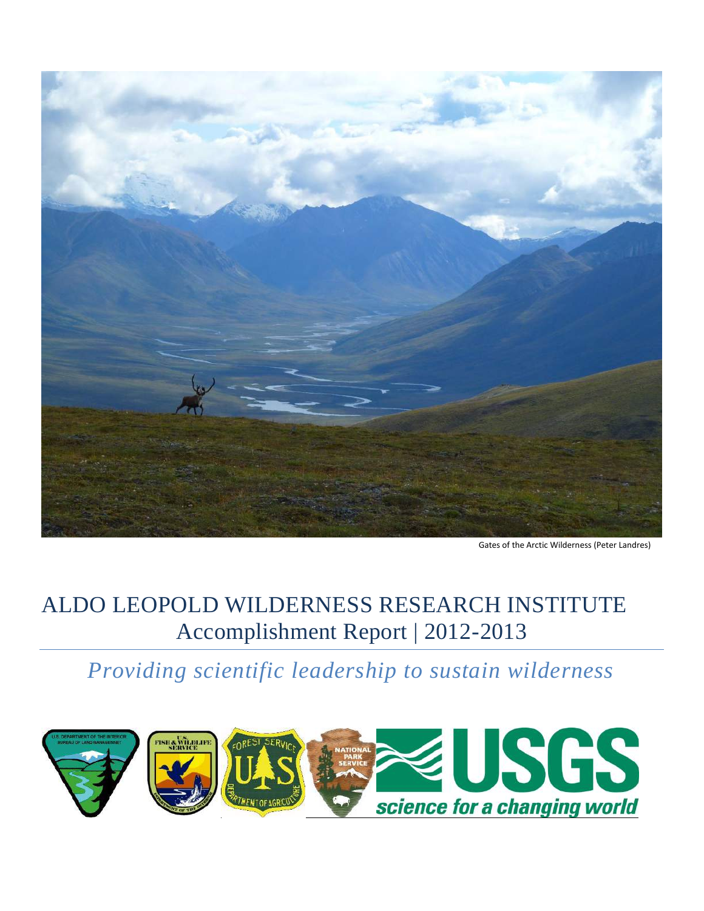Gates of the Arctic Wilderness (Peter Landres)

# ALDO LEOPOLD WILDERNESS RESEARCH INSTITUTE

## Accomplishment Report | 2012-2013

*Providing scientific leadership to sustain wilderness*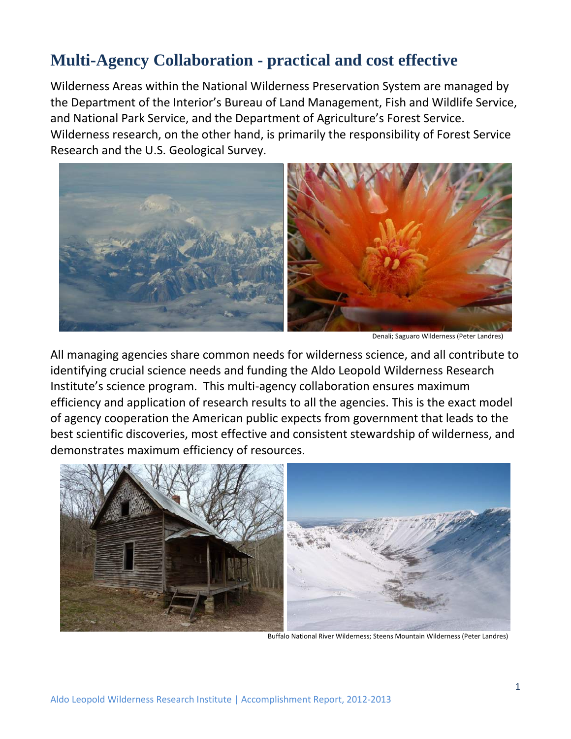# Multi-Agency Collaboration - practical and cost effective

Wilderness Areas within the National Wilderness Preservation System are managed by the Department of the Interior's Bureau of Land Management, Fish and Wildlife Service, and National Park Service, and the Department of Agriculture's Forest Service. Wilderness research, on the other hand, is primarily the responsibility of Forest Service Research and the U.S. Geological Survey.

Denali; Saguaro Wilderness (Peter Landres)

All managing agencies share common needs for wilderness science, and all contribute to identifying crucial science needs and funding the Aldo Leopold Wilderness Research Institute's science program. This multi-agency collaboration ensures maximum efficiency and application of research results to all the agencies. This is the exact model of agency cooperation the American public expects from government that leads to the best scientific discoveries, most effective and consistent stewardship of wilderness, and demonstrates maximum efficiency of resources.

Buffalo National River Wilderness; Steens Mountain Wilderness (Peter Landres)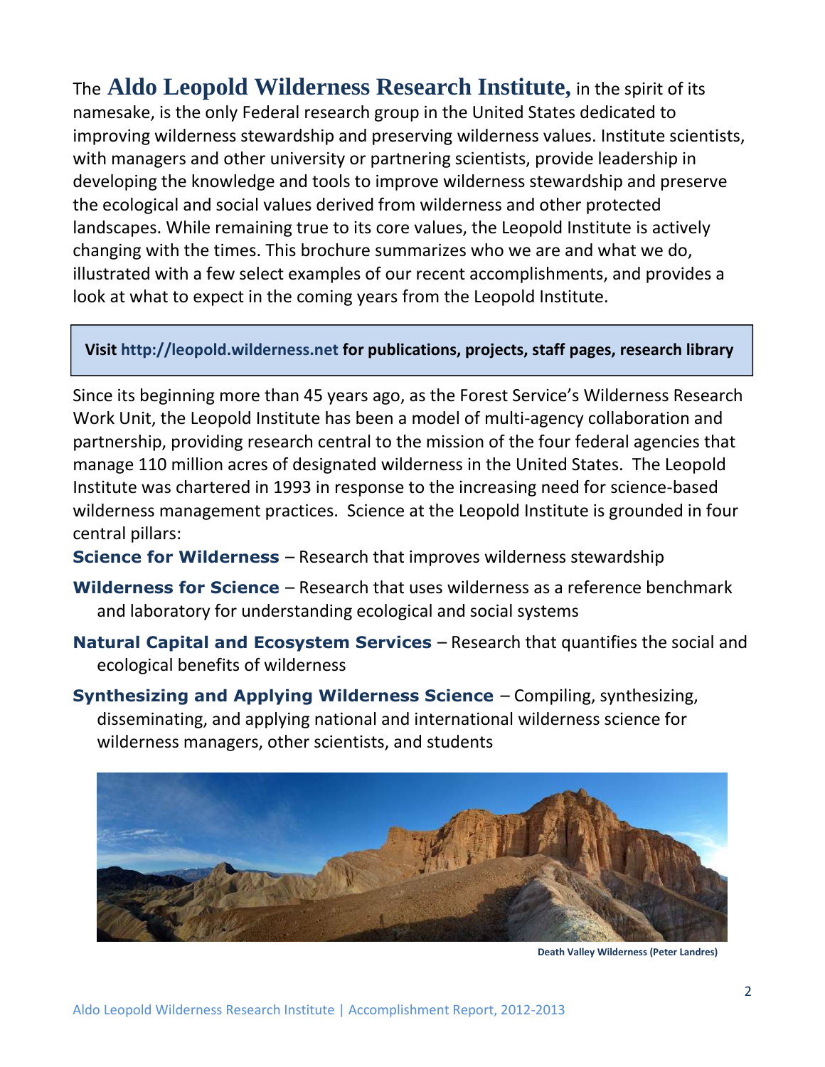The **Aldo Leopold Wilderness Research Institute,** in the spirit of its namesake, is the only Federal research group in the United States dedicated to improving wilderness stewardship and preserving wilderness values. Institute scientists, with managers and other university or partnering scientists, provide leadership in developing the knowledge and tools to improve wilderness stewardship and preserve the ecological and social values derived from wilderness and other protected landscapes. While remaining true to its core values, the Leopold Institute is actively changing with the times. This brochure summarizes who we are and what we do, illustrated with a few select examples of our recent accomplishments, and provides a look at what to expect in the coming years from the Leopold Institute.

**Visit http://leopold.wilderness.net for publications, projects, staff pages, research library**

Since its beginning more than 45 years ago, as the Forest Service's Wilderness Research Work Unit, the Leopold Institute has been a model of multi-agency collaboration and partnership, providing research central to the mission of the four federal agencies that manage 110 million acres of designated wilderness in the United States. The Leopold Institute was chartered in 1993 in response to the increasing need for science-based wilderness management practices. Science at the Leopold Institute is grounded in four central pillars:

**Science for Wilderness** – Research that improves wilderness stewardship

**Wilderness for Science** – Research that uses wilderness as a reference benchmark and laboratory for understanding ecological and social systems

**Natural Capital and Ecosystem Services** – Research that quantifies the social and ecological benefits of wilderness

**Synthesizing and Applying Wilderness Science** – Compiling, synthesizing, disseminating, and applying national and international wilderness science for wilderness managers, other scientists, and students

**Death Valley Wilderness (Peter Landres)**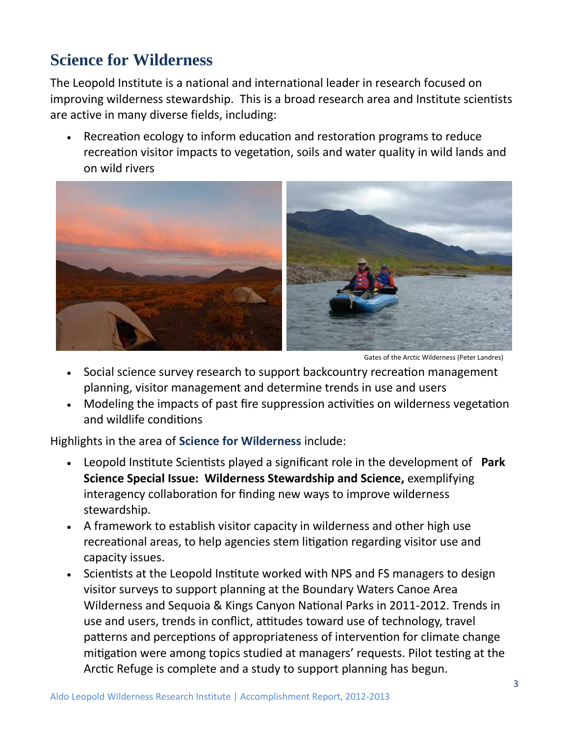# Science for Wilderness

The Leopold Institute is a national and international leader in research focused on improving wilderness stewardship. This is a broad research area and Institute scientists are active in many diverse fields, including:

- Recreation ecology to inform education and restoration programs to reduce recreation visitor impacts to vegetation, soils and water quality in wild lands and on wild rivers

Gates of the Arctic Wilderness (Peter Landres)

- Social science survey research to support backcountry recreation management planning, visitor management and determine trends in use and users
- Modeling the impacts of past fire suppression activities on wilderness vegetation and wildlife conditions

Highlights in the area of **Science for Wilderness** include:

- Leopold Institute Scientists played a significant role in the development of **Park Science Special Issue: Wilderness Stewardship and Science,** exemplifying interagency collaboration for finding new ways to improve wilderness stewardship.
- A framework to establish visitor capacity in wilderness and other high use recreational areas, to help agencies stem litigation regarding visitor use and capacity issues.
- Scientists at the Leopold Institute worked with NPS and FS managers to design visitor surveys to support planning at the Boundary Waters Canoe Area Wilderness and Sequoia & Kings Canyon National Parks in 2011-2012. Trends in use and users, trends in conflict, attitudes toward use of technology, travel patterns and perceptions of appropriateness of intervention for climate change mitigation were among topics studied at managers' requests. Pilot testing at the Arctic Refuge is complete and a study to support planning has begun.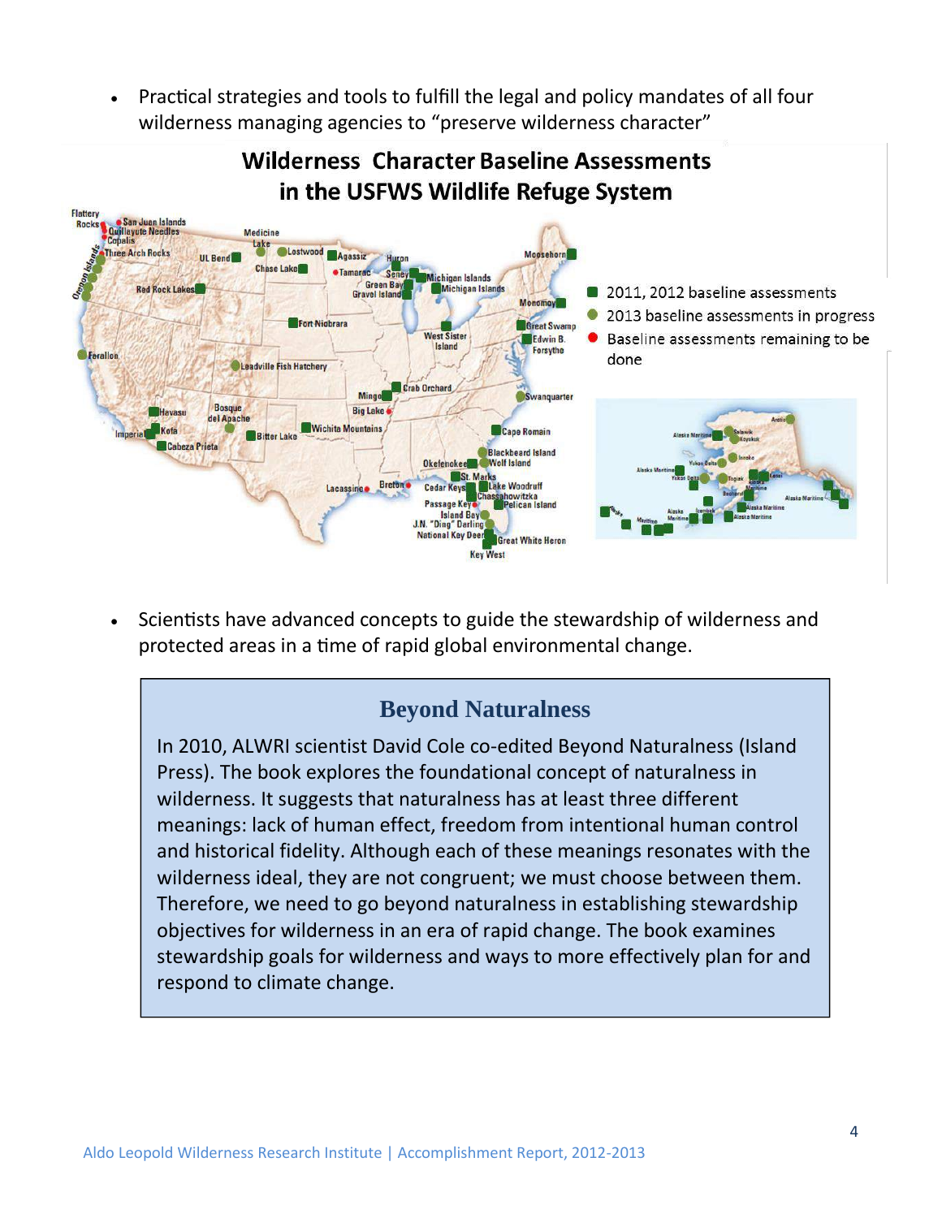- Practical strategies and tools to fulfill the legal and policy mandates of all four wilderness managing agencies to "preserve wilderness character"

## Wilderness Character Baseline Assessments in the USFWS Wildlife Refuge System

- 2011, 2012 baseline assessments
- 2013 baseline assessments in progress
- Baseline assessments remaining to be done

- Scientists have advanced concepts to guide the stewardship of wilderness and protected areas in a time of rapid global environmental change.

### Beyond Naturalness

In 2010, ALWRI scientist David Cole co-edited Beyond Naturalness (Island Press). The book explores the foundational concept of naturalness in wilderness. It suggests that naturalness has at least three different meanings: lack of human effect, freedom from intentional human control and historical fidelity. Although each of these meanings resonates with the wilderness ideal, they are not congruent; we must choose between them. Therefore, we need to go beyond naturalness in establishing stewardship objectives for wilderness in an era of rapid change. The book examines stewardship goals for wilderness and ways to more effectively plan for and respond to climate change.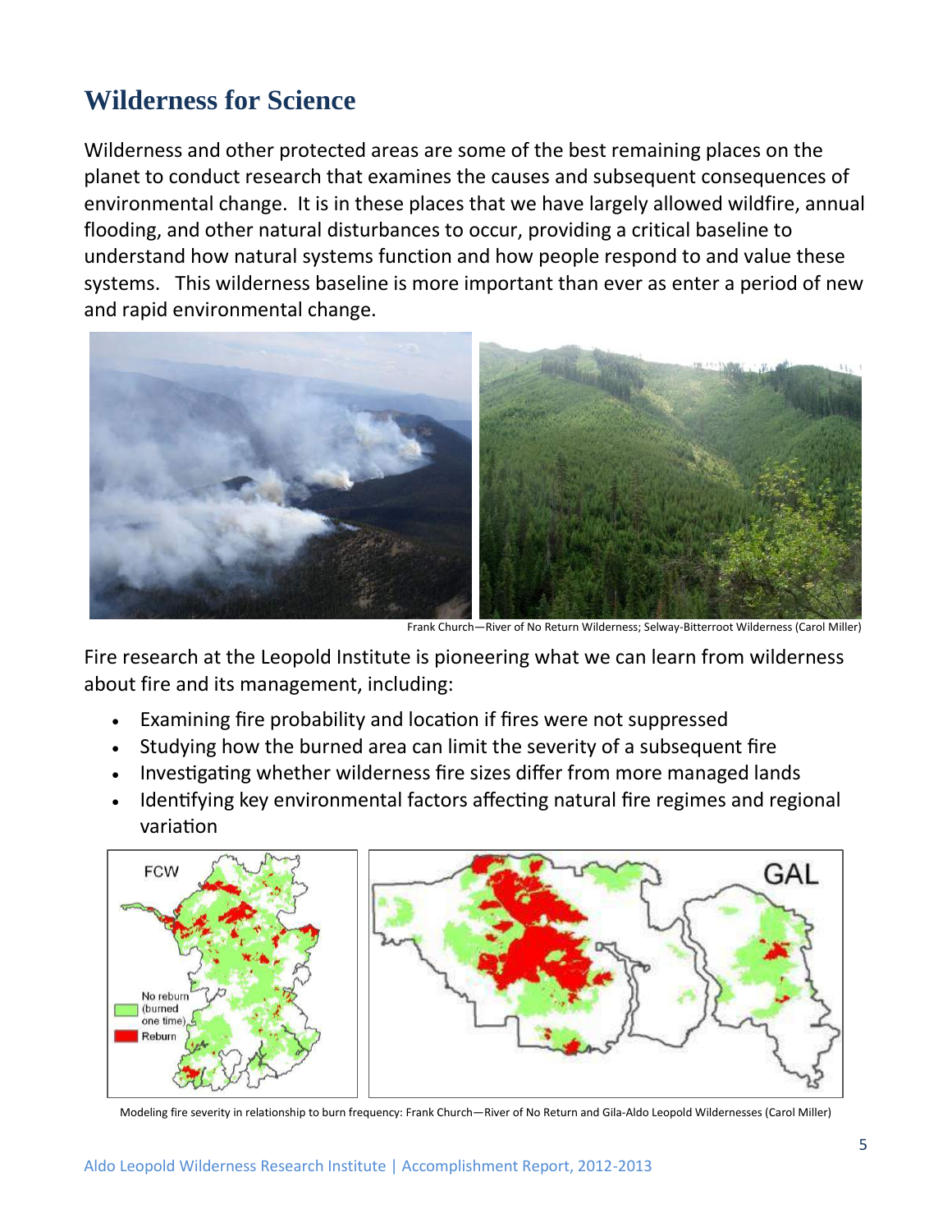## Wilderness for Science

Wilderness and other protected areas are some of the best remaining places on the planet to conduct research that examines the causes and subsequent consequences of environmental change. It is in these places that we have largely allowed wildfire, annual flooding, and other natural disturbances to occur, providing a critical baseline to understand how natural systems function and how people respond to and value these systems. This wilderness baseline is more important than ever as enter a period of new and rapid environmental change.

Frank Church—River of No Return Wilderness; Selway-Bitterroot Wilderness (Carol Miller)

Fire research at the Leopold Institute is pioneering what we can learn from wilderness about fire and its management, including:

- Examining fire probability and location if fires were not suppressed
- Studying how the burned area can limit the severity of a subsequent fire
- Investigating whether wilderness fire sizes differ from more managed lands
- Identifying key environmental factors affecting natural fire regimes and regional variation

Modeling fire severity in relationship to burn frequency: Frank Church—River of No Return and Gila-Aldo Leopold Wildernesses (Carol Miller)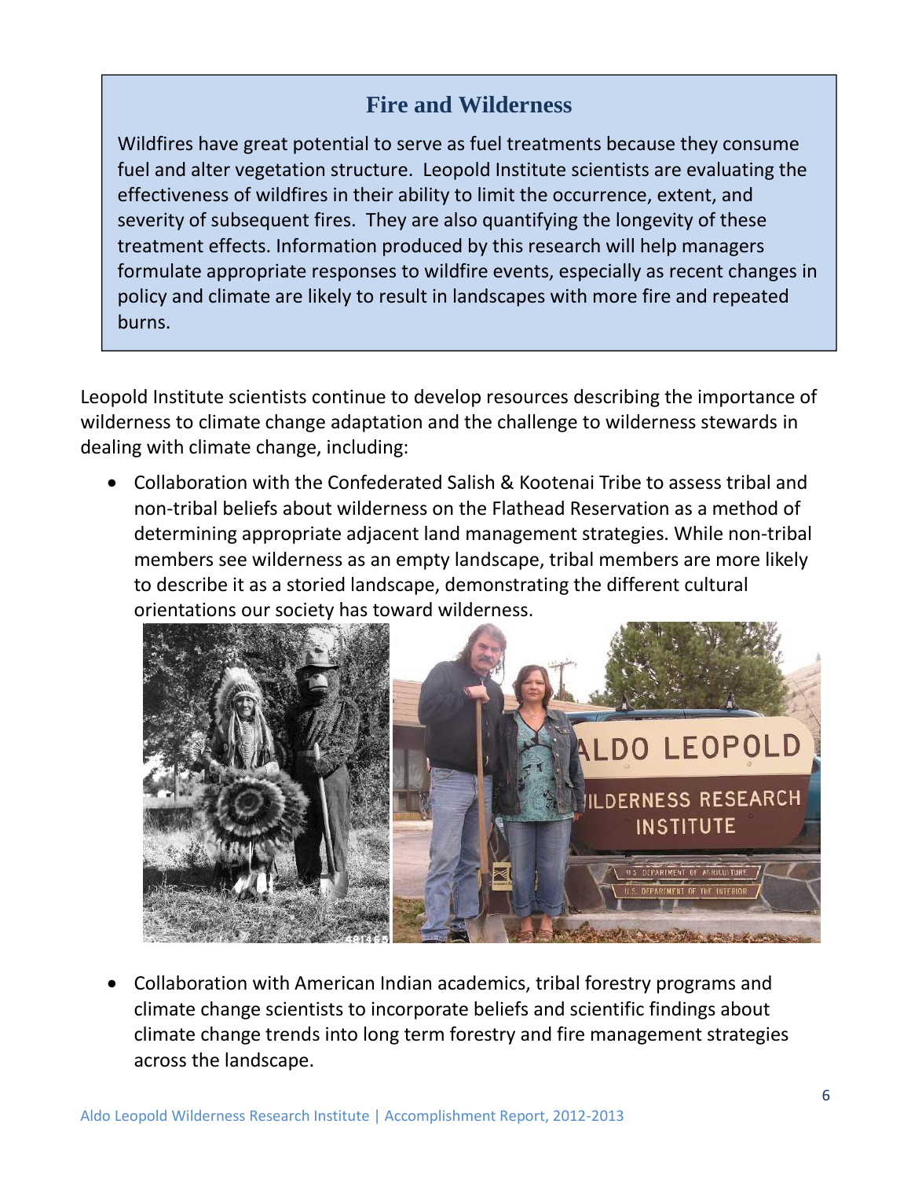## Fire and Wilderness

Wildfires have great potential to serve as fuel treatments because they consume fuel and alter vegetation structure. Leopold Institute scientists are evaluating the effectiveness of wildfires in their ability to limit the occurrence, extent, and severity of subsequent fires. They are also quantifying the longevity of these treatment effects. Information produced by this research will help managers formulate appropriate responses to wildfire events, especially as recent changes in policy and climate are likely to result in landscapes with more fire and repeated burns.

Leopold Institute scientists continue to develop resources describing the importance of wilderness to climate change adaptation and the challenge to wilderness stewards in dealing with climate change, including:

- Collaboration with the Confederated Salish & Kootenai Tribe to assess tribal and non-tribal beliefs about wilderness on the Flathead Reservation as a method of determining appropriate adjacent land management strategies. While non-tribal members see wilderness as an empty landscape, tribal members are more likely to describe it as a storied landscape, demonstrating the different cultural orientations our society has toward wilderness.

- Collaboration with American Indian academics, tribal forestry programs and climate change scientists to incorporate beliefs and scientific findings about climate change trends into long term forestry and fire management strategies across the landscape.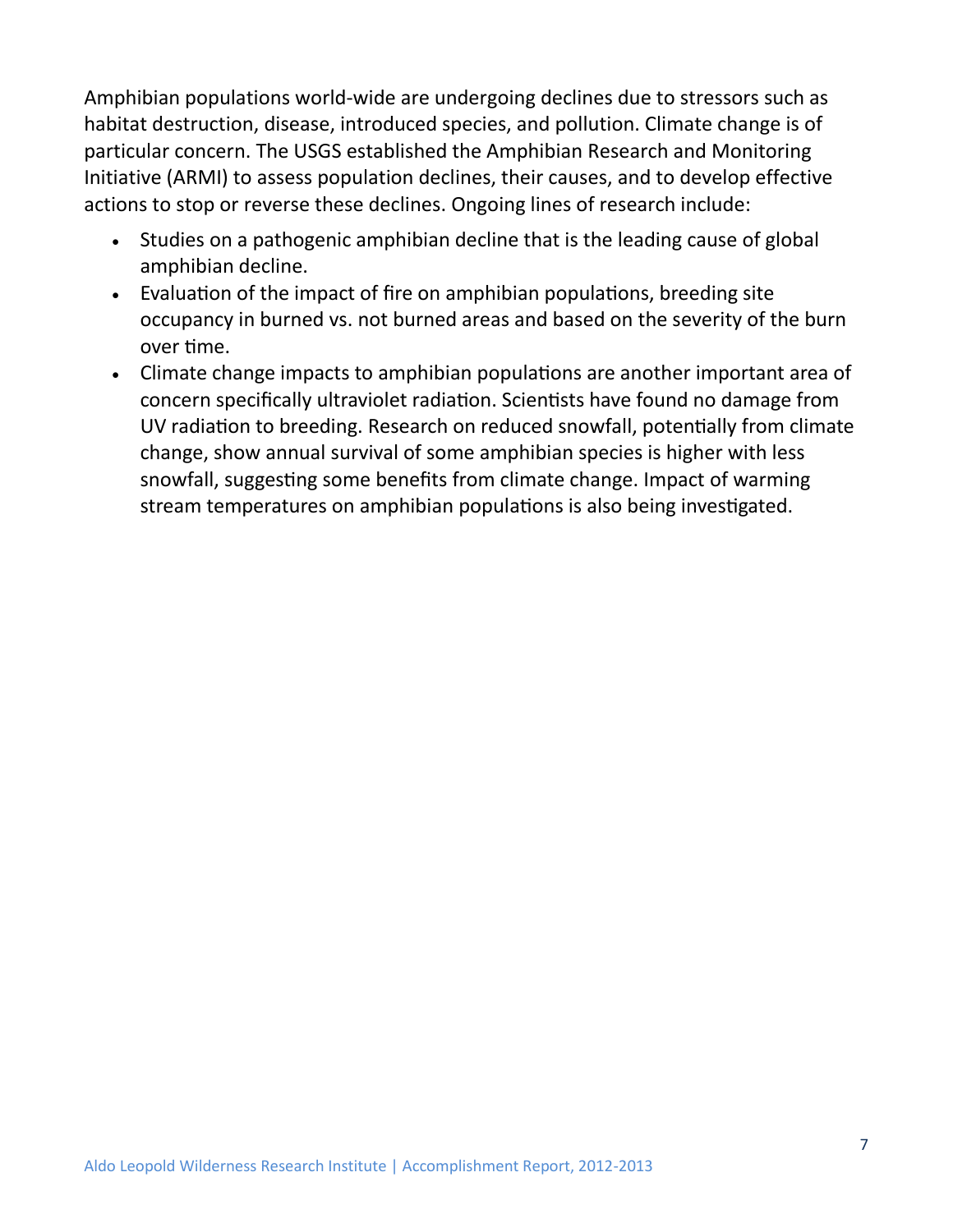Amphibian populations world-wide are undergoing declines due to stressors such as habitat destruction, disease, introduced species, and pollution. Climate change is of particular concern. The USGS established the Amphibian Research and Monitoring Initiative (ARMI) to assess population declines, their causes, and to develop effective actions to stop or reverse these declines. Ongoing lines of research include:

- Studies on a pathogenic amphibian decline that is the leading cause of global amphibian decline.
- Evaluation of the impact of fire on amphibian populations, breeding site occupancy in burned vs. not burned areas and based on the severity of the burn over time.
- Climate change impacts to amphibian populations are another important area of concern specifically ultraviolet radiation. Scientists have found no damage from UV radiation to breeding. Research on reduced snowfall, potentially from climate change, show annual survival of some amphibian species is higher with less snowfall, suggesting some benefits from climate change. Impact of warming stream temperatures on amphibian populations is also being investigated.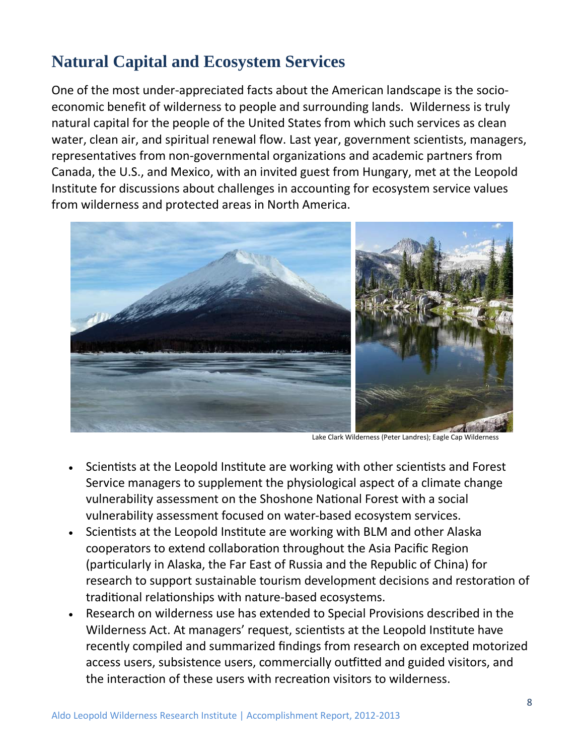## Natural Capital and Ecosystem Services

One of the most under-appreciated facts about the American landscape is the socio-economic benefit of wilderness to people and surrounding lands. Wilderness is truly natural capital for the people of the United States from which such services as clean water, clean air, and spiritual renewal flow. Last year, government scientists, managers, representatives from non-governmental organizations and academic partners from Canada, the U.S., and Mexico, with an invited guest from Hungary, met at the Leopold Institute for discussions about challenges in accounting for ecosystem service values from wilderness and protected areas in North America.

Lake Clark Wilderness (Peter Landres); Eagle Cap Wilderness

- Scientists at the Leopold Institute are working with other scientists and Forest Service managers to supplement the physiological aspect of a climate change vulnerability assessment on the Shoshone National Forest with a social vulnerability assessment focused on water-based ecosystem services.
- Scientists at the Leopold Institute are working with BLM and other Alaska cooperators to extend collaboration throughout the Asia Pacific Region (particularly in Alaska, the Far East of Russia and the Republic of China) for research to support sustainable tourism development decisions and restoration of traditional relationships with nature-based ecosystems.
- Research on wilderness use has extended to Special Provisions described in the Wilderness Act. At managers' request, scientists at the Leopold Institute have recently compiled and summarized findings from research on excepted motorized access users, subsistence users, commercially outfitted and guided visitors, and the interaction of these users with recreation visitors to wilderness.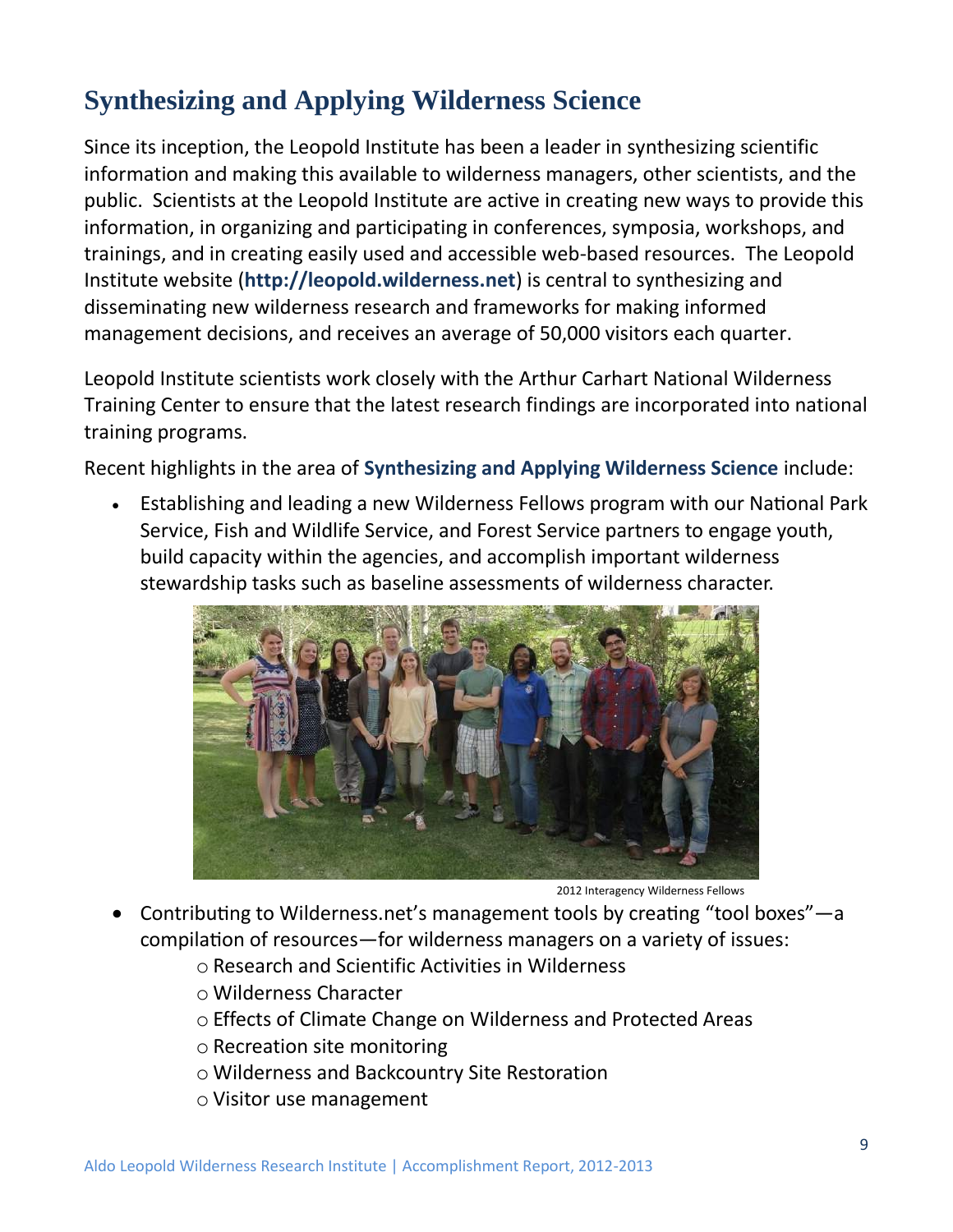# Synthesizing and Applying Wilderness Science

Since its inception, the Leopold Institute has been a leader in synthesizing scientific information and making this available to wilderness managers, other scientists, and the public. Scientists at the Leopold Institute are active in creating new ways to provide this information, in organizing and participating in conferences, symposia, workshops, and trainings, and in creating easily used and accessible web-based resources. The Leopold Institute website (**http://leopold.wilderness.net**) is central to synthesizing and disseminating new wilderness research and frameworks for making informed management decisions, and receives an average of 50,000 visitors each quarter.

Leopold Institute scientists work closely with the Arthur Carhart National Wilderness Training Center to ensure that the latest research findings are incorporated into national training programs.

Recent highlights in the area of **Synthesizing and Applying Wilderness Science** include:

- Establishing and leading a new Wilderness Fellows program with our National Park Service, Fish and Wildlife Service, and Forest Service partners to engage youth, build capacity within the agencies, and accomplish important wilderness stewardship tasks such as baseline assessments of wilderness character.

2012 Interagency Wilderness Fellows

- Contributing to Wilderness.net's management tools by creating "tool boxes"—a compilation of resources—for wilderness managers on a variety of issues:
  - Research and Scientific Activities in Wilderness
  - Wilderness Character
  - Effects of Climate Change on Wilderness and Protected Areas
  - Recreation site monitoring
  - Wilderness and Backcountry Site Restoration
  - Visitor use management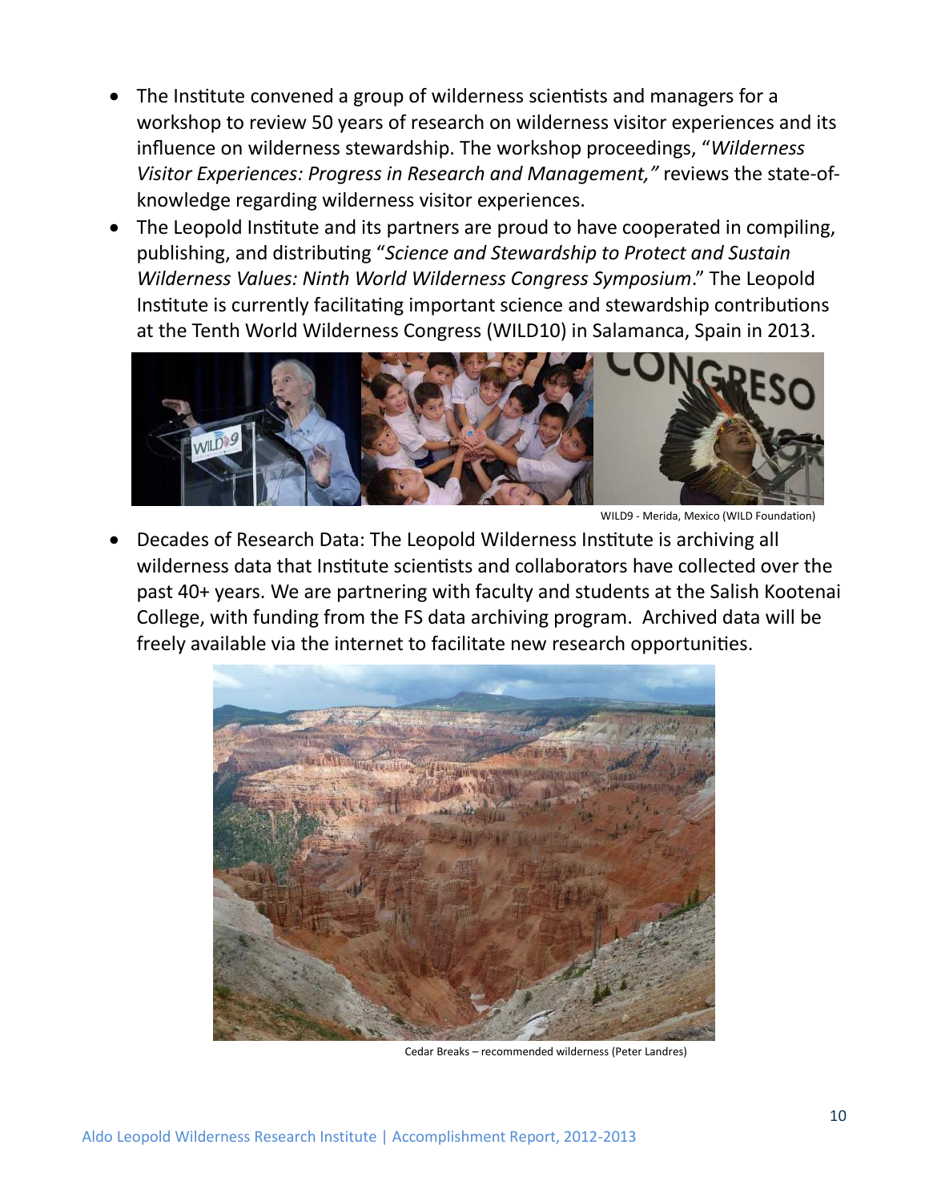- The Institute convened a group of wilderness scientists and managers for a workshop to review 50 years of research on wilderness visitor experiences and its influence on wilderness stewardship. The workshop proceedings, "*Wilderness Visitor Experiences: Progress in Research and Management,"* reviews the state-of-knowledge regarding wilderness visitor experiences.
- The Leopold Institute and its partners are proud to have cooperated in compiling, publishing, and distributing "*Science and Stewardship to Protect and Sustain Wilderness Values: Ninth World Wilderness Congress Symposium*." The Leopold Institute is currently facilitating important science and stewardship contributions at the Tenth World Wilderness Congress (WILD10) in Salamanca, Spain in 2013.

WILD9 - Merida, Mexico (WILD Foundation)

- Decades of Research Data: The Leopold Wilderness Institute is archiving all wilderness data that Institute scientists and collaborators have collected over the past 40+ years. We are partnering with faculty and students at the Salish Kootenai College, with funding from the FS data archiving program. Archived data will be freely available via the internet to facilitate new research opportunities.

Cedar Breaks – recommended wilderness (Peter Landres)